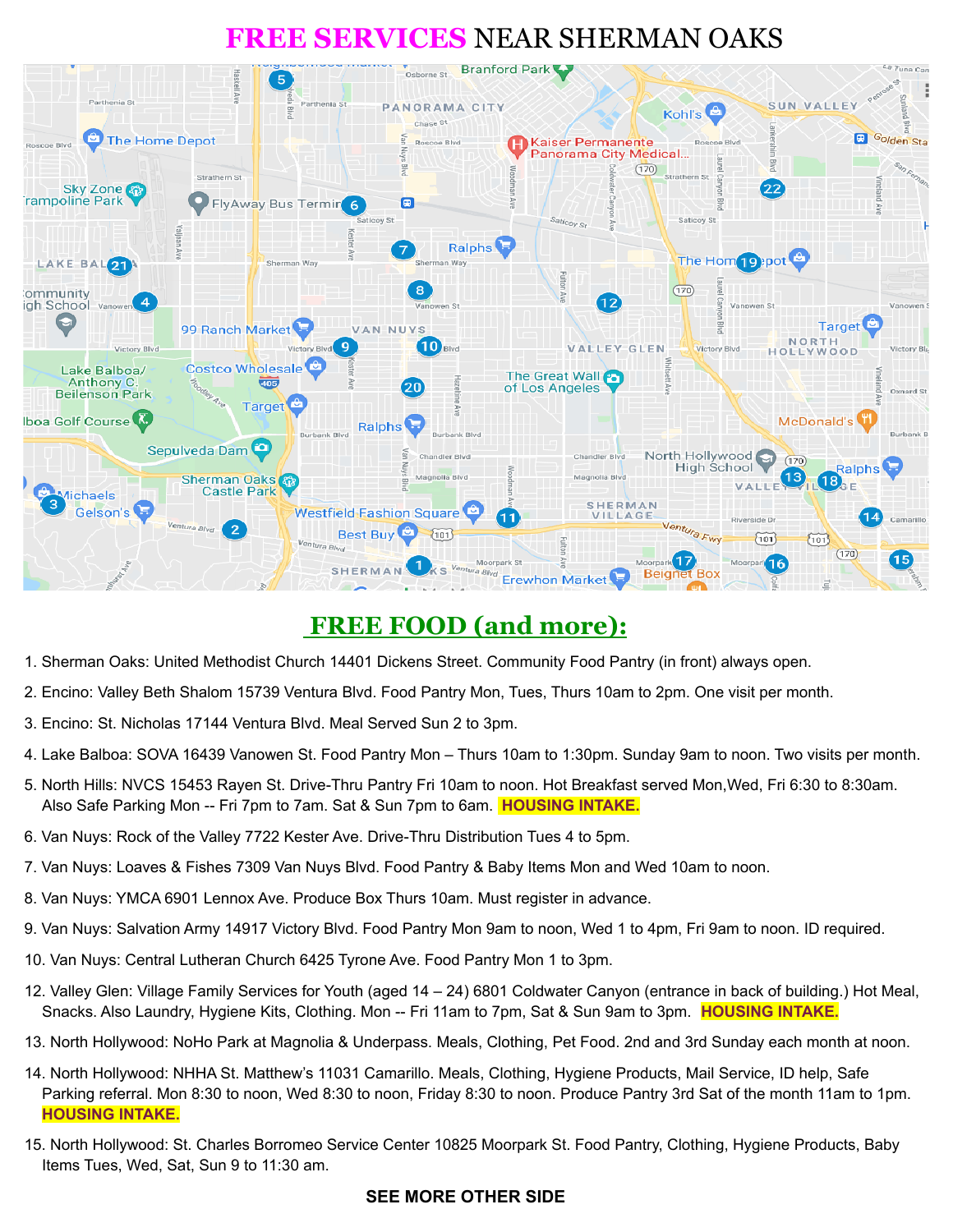# FREE SERVICES NEAR SHERMAN OAKS

## FREE FOOD (and more):

1. Sherman Oaks: United Methodist Church 14401 Dickens Street. Community Food Pantry (in front) always open.

2. Encino: Valley Beth Shalom 15739 Ventura Blvd. Food Pantry Mon, Tues, Thurs 10am to 2pm. One visit per month.

3. Encino: St. Nicholas 17144 Ventura Blvd. Meal Served Sun 2 to 3pm.

4. Lake Balboa: SOVA 16439 Vanowen St. Food Pantry Mon – Thurs 10am to 1:30pm. Sunday 9am to noon. Two visits per month.

5. North Hills: NVCS 15453 Rayen St. Drive-Thru Pantry Fri 10am to noon. Hot Breakfast served Mon,Wed, Fri 6:30 to 8:30am. Also Safe Parking Mon -- Fri 7pm to 7am. Sat & Sun 7pm to 6am. **HOUSING INTAKE.**

6. Van Nuys: Rock of the Valley 7722 Kester Ave. Drive-Thru Distribution Tues 4 to 5pm.

7. Van Nuys: Loaves & Fishes 7309 Van Nuys Blvd. Food Pantry & Baby Items Mon and Wed 10am to noon.

8. Van Nuys: YMCA 6901 Lennox Ave. Produce Box Thurs 10am. Must register in advance.

9. Van Nuys: Salvation Army 14917 Victory Blvd. Food Pantry Mon 9am to noon, Wed 1 to 4pm, Fri 9am to noon. ID required.

10. Van Nuys: Central Lutheran Church 6425 Tyrone Ave. Food Pantry Mon 1 to 3pm.

12. Valley Glen: Village Family Services for Youth (aged 14 – 24) 6801 Coldwater Canyon (entrance in back of building.) Hot Meal, Snacks. Also Laundry, Hygiene Kits, Clothing. Mon -- Fri 11am to 7pm, Sat & Sun 9am to 3pm. **HOUSING INTAKE.**

13. North Hollywood: NoHo Park at Magnolia & Underpass. Meals, Clothing, Pet Food. 2nd and 3rd Sunday each month at noon.

14. North Hollywood: NHHA St. Matthew's 11031 Camarillo. Meals, Clothing, Hygiene Products, Mail Service, ID help, Safe Parking referral. Mon 8:30 to noon, Wed 8:30 to noon, Friday 8:30 to noon. Produce Pantry 3rd Sat of the month 11am to 1pm. **HOUSING INTAKE.**

15. North Hollywood: St. Charles Borromeo Service Center 10825 Moorpark St. Food Pantry, Clothing, Hygiene Products, Baby Items Tues, Wed, Sat, Sun 9 to 11:30 am.

**SEE MORE OTHER SIDE**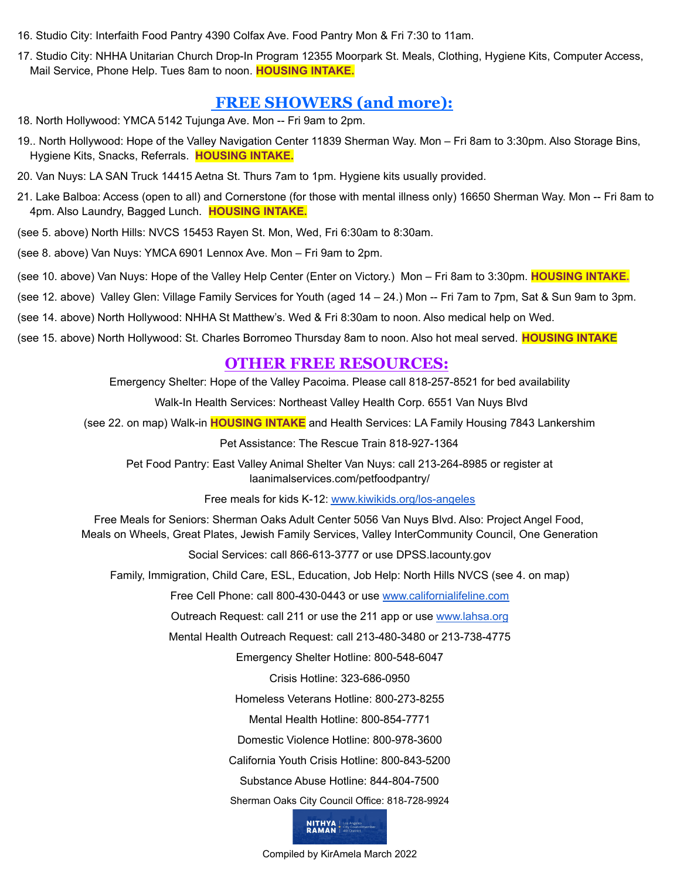16. Studio City: Interfaith Food Pantry 4390 Colfax Ave. Food Pantry Mon & Fri 7:30 to 11am.

17. Studio City: NHHA Unitarian Church Drop-In Program 12355 Moorpark St. Meals, Clothing, Hygiene Kits, Computer Access, Mail Service, Phone Help. Tues 8am to noon. **HOUSING INTAKE.**

## FREE SHOWERS (and more):

18. North Hollywood: YMCA 5142 Tujunga Ave. Mon -- Fri 9am to 2pm.

19.. North Hollywood: Hope of the Valley Navigation Center 11839 Sherman Way. Mon – Fri 8am to 3:30pm. Also Storage Bins, Hygiene Kits, Snacks, Referrals. **HOUSING INTAKE.**

20. Van Nuys: LA SAN Truck 14415 Aetna St. Thurs 7am to 1pm. Hygiene kits usually provided.

21. Lake Balboa: Access (open to all) and Cornerstone (for those with mental illness only) 16650 Sherman Way. Mon -- Fri 8am to 4pm. Also Laundry, Bagged Lunch. **HOUSING INTAKE.**

(see 5. above) North Hills: NVCS 15453 Rayen St. Mon, Wed, Fri 6:30am to 8:30am.

(see 8. above) Van Nuys: YMCA 6901 Lennox Ave. Mon – Fri 9am to 2pm.

(see 10. above) Van Nuys: Hope of the Valley Help Center (Enter on Victory.) Mon – Fri 8am to 3:30pm. **HOUSING INTAKE.**

(see 12. above) Valley Glen: Village Family Services for Youth (aged 14 – 24.) Mon -- Fri 7am to 7pm, Sat & Sun 9am to 3pm.

(see 14. above) North Hollywood: NHHA St Matthew's. Wed & Fri 8:30am to noon. Also medical help on Wed.

(see 15. above) North Hollywood: St. Charles Borromeo Thursday 8am to noon. Also hot meal served. **HOUSING INTAKE**

## OTHER FREE RESOURCES:

Emergency Shelter: Hope of the Valley Pacoima. Please call 818-257-8521 for bed availability

Walk-In Health Services: Northeast Valley Health Corp. 6551 Van Nuys Blvd

(see 22. on map) Walk-in **HOUSING INTAKE** and Health Services: LA Family Housing 7843 Lankershim

Pet Assistance: The Rescue Train 818-927-1364

Pet Food Pantry: East Valley Animal Shelter Van Nuys: call 213-264-8985 or register at laanimalservices.com/petfoodpantry/

Free meals for kids K-12: www.kiwikids.org/los-angeles

Free Meals for Seniors: Sherman Oaks Adult Center 5056 Van Nuys Blvd. Also: Project Angel Food, Meals on Wheels, Great Plates, Jewish Family Services, Valley InterCommunity Council, One Generation

Social Services: call 866-613-3777 or use DPSS.lacounty.gov

Family, Immigration, Child Care, ESL, Education, Job Help: North Hills NVCS (see 4. on map)

Free Cell Phone: call 800-430-0443 or use www.californialifeline.com

Outreach Request: call 211 or use the 211 app or use www.lahsa.org

Mental Health Outreach Request: call 213-480-3480 or 213-738-4775

Emergency Shelter Hotline: 800-548-6047

Crisis Hotline: 323-686-0950

Homeless Veterans Hotline: 800-273-8255

Mental Health Hotline: 800-854-7771

Domestic Violence Hotline: 800-978-3600

California Youth Crisis Hotline: 800-843-5200

Substance Abuse Hotline: 844-804-7500

Sherman Oaks City Council Office: 818-728-9924

NITHYA RAMAN | Los Angeles City Councilmember 4th District

Compiled by KirAmela March 2022